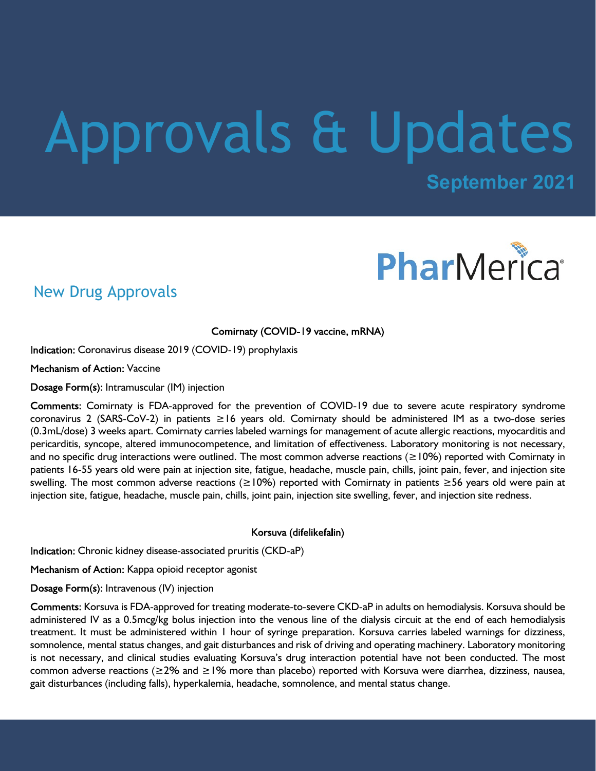# Approvals & Updates

**September 2021**

PharMerica

## New Drug Approvals

### Comirnaty (COVID-19 vaccine, mRNA)

**Indication:** Coronavirus disease 2019 (COVID-19) prophylaxis

**Mechanism of Action:** Vaccine

**Dosage Form(s):** Intramuscular (IM) injection

**Comments:** Comirnaty is FDA-approved for the prevention of COVID-19 due to severe acute respiratory syndrome coronavirus 2 (SARS-CoV-2) in patients ≥16 years old. Comirnaty should be administered IM as a two-dose series (0.3mL/dose) 3 weeks apart. Comirnaty carries labeled warnings for management of acute allergic reactions, myocarditis and pericarditis, syncope, altered immunocompetence, and limitation of effectiveness. Laboratory monitoring is not necessary, and no specific drug interactions were outlined. The most common adverse reactions (≥10%) reported with Comirnaty in patients 16-55 years old were pain at injection site, fatigue, headache, muscle pain, chills, joint pain, fever, and injection site swelling. The most common adverse reactions (≥10%) reported with Comirnaty in patients ≥56 years old were pain at injection site, fatigue, headache, muscle pain, chills, joint pain, injection site swelling, fever, and injection site redness.

### Korsuva (difelikefalin)

**Indication:** Chronic kidney disease-associated pruritis (CKD-aP)

**Mechanism of Action:** Kappa opioid receptor agonist

**Dosage Form(s):** Intravenous (IV) injection

**Comments:** Korsuva is FDA-approved for treating moderate-to-severe CKD-aP in adults on hemodialysis. Korsuva should be administered IV as a 0.5mcg/kg bolus injection into the venous line of the dialysis circuit at the end of each hemodialysis treatment. It must be administered within 1 hour of syringe preparation. Korsuva carries labeled warnings for dizziness, somnolence, mental status changes, and gait disturbances and risk of driving and operating machinery. Laboratory monitoring is not necessary, and clinical studies evaluating Korsuva's drug interaction potential have not been conducted. The most common adverse reactions (≥2% and ≥1% more than placebo) reported with Korsuva were diarrhea, dizziness, nausea, gait disturbances (including falls), hyperkalemia, headache, somnolence, and mental status change.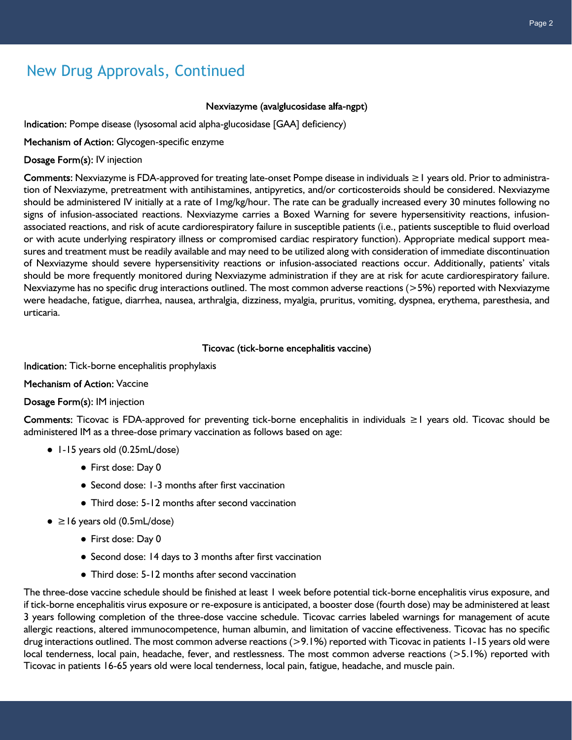## New Drug Approvals, Continued

**Nexviazyme (avalglucosidase alfa-ngpt)**

**Indication:** Pompe disease (lysosomal acid alpha-glucosidase [GAA] deficiency)

**Mechanism of Action:** Glycogen-specific enzyme

**Dosage Form(s):** IV injection

**Comments:** Nexviazyme is FDA-approved for treating late-onset Pompe disease in individuals ≥1 years old. Prior to administration of Nexviazyme, pretreatment with antihistamines, antipyretics, and/or corticosteroids should be considered. Nexviazyme should be administered IV initially at a rate of 1mg/kg/hour. The rate can be gradually increased every 30 minutes following no signs of infusion-associated reactions. Nexviazyme carries a Boxed Warning for severe hypersensitivity reactions, infusion-associated reactions, and risk of acute cardiorespiratory failure in susceptible patients (i.e., patients susceptible to fluid overload or with acute underlying respiratory illness or compromised cardiac respiratory function). Appropriate medical support measures and treatment must be readily available and may need to be utilized along with consideration of immediate discontinuation of Nexviazyme should severe hypersensitivity reactions or infusion-associated reactions occur. Additionally, patients' vitals should be more frequently monitored during Nexviazyme administration if they are at risk for acute cardiorespiratory failure. Nexviazyme has no specific drug interactions outlined. The most common adverse reactions (>5%) reported with Nexviazyme were headache, fatigue, diarrhea, nausea, arthralgia, dizziness, myalgia, pruritus, vomiting, dyspnea, erythema, paresthesia, and urticaria.

**Ticovac (tick-borne encephalitis vaccine)**

**Indication:** Tick-borne encephalitis prophylaxis

**Mechanism of Action:** Vaccine

**Dosage Form(s):** IM injection

**Comments:** Ticovac is FDA-approved for preventing tick-borne encephalitis in individuals ≥1 years old. Ticovac should be administered IM as a three-dose primary vaccination as follows based on age:

- 1-15 years old (0.25mL/dose)
  - First dose: Day 0
  - Second dose: 1-3 months after first vaccination
  - Third dose: 5-12 months after second vaccination
- ≥16 years old (0.5mL/dose)
  - First dose: Day 0
  - Second dose: 14 days to 3 months after first vaccination
  - Third dose: 5-12 months after second vaccination

The three-dose vaccine schedule should be finished at least 1 week before potential tick-borne encephalitis virus exposure, and if tick-borne encephalitis virus exposure or re-exposure is anticipated, a booster dose (fourth dose) may be administered at least 3 years following completion of the three-dose vaccine schedule. Ticovac carries labeled warnings for management of acute allergic reactions, altered immunocompetence, human albumin, and limitation of vaccine effectiveness. Ticovac has no specific drug interactions outlined. The most common adverse reactions (>9.1%) reported with Ticovac in patients 1-15 years old were local tenderness, local pain, headache, fever, and restlessness. The most common adverse reactions (>5.1%) reported with Ticovac in patients 16-65 years old were local tenderness, local pain, fatigue, headache, and muscle pain.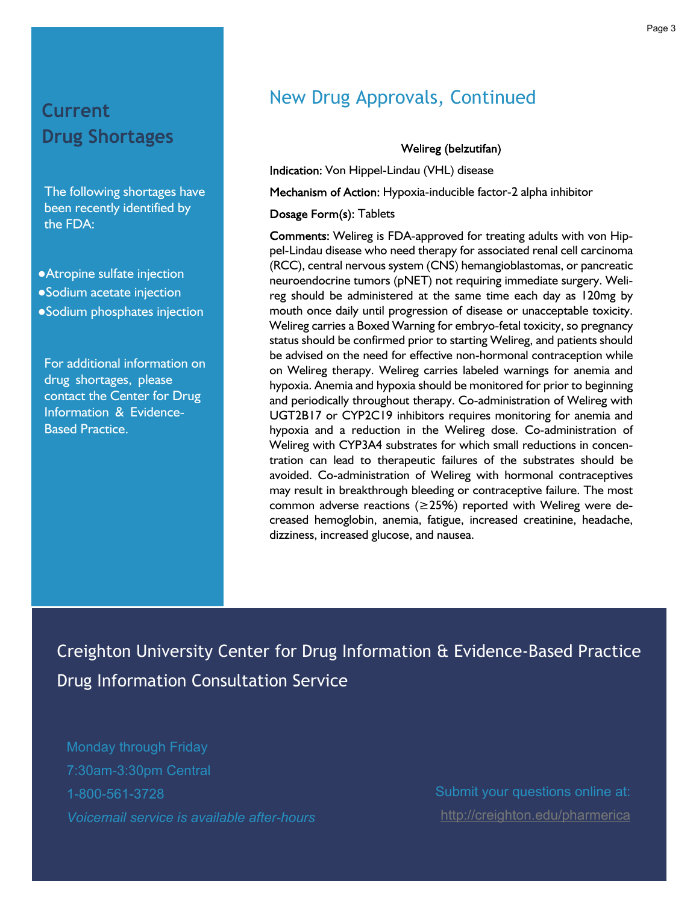## Current Drug Shortages

The following shortages have been recently identified by the FDA:

- Atropine sulfate injection
- Sodium acetate injection
- Sodium phosphates injection

For additional information on drug shortages, please contact the Center for Drug Information & Evidence-Based Practice.

## New Drug Approvals, Continued

**Welireg (belzutifan)**

**Indication:** Von Hippel-Lindau (VHL) disease

**Mechanism of Action:** Hypoxia-inducible factor-2 alpha inhibitor

**Dosage Form(s):** Tablets

**Comments:** Welireg is FDA-approved for treating adults with von Hippel-Lindau disease who need therapy for associated renal cell carcinoma (RCC), central nervous system (CNS) hemangioblastomas, or pancreatic neuroendocrine tumors (pNET) not requiring immediate surgery. Welireg should be administered at the same time each day as 120mg by mouth once daily until progression of disease or unacceptable toxicity. Welireg carries a Boxed Warning for embryo-fetal toxicity, so pregnancy status should be confirmed prior to starting Welireg, and patients should be advised on the need for effective non-hormonal contraception while on Welireg therapy. Welireg carries labeled warnings for anemia and hypoxia. Anemia and hypoxia should be monitored for prior to beginning and periodically throughout therapy. Co-administration of Welireg with UGT2B17 or CYP2C19 inhibitors requires monitoring for anemia and hypoxia and a reduction in the Welireg dose. Co-administration of Welireg with CYP3A4 substrates for which small reductions in concentration can lead to therapeutic failures of the substrates should be avoided. Co-administration of Welireg with hormonal contraceptives may result in breakthrough bleeding or contraceptive failure. The most common adverse reactions (≥25%) reported with Welireg were decreased hemoglobin, anemia, fatigue, increased creatinine, headache, dizziness, increased glucose, and nausea.

## Creighton University Center for Drug Information & Evidence-Based Practice Drug Information Consultation Service

Monday through Friday
7:30am-3:30pm Central
1-800-561-3728
*Voicemail service is available after-hours*

Submit your questions online at:
http://creighton.edu/pharmerica